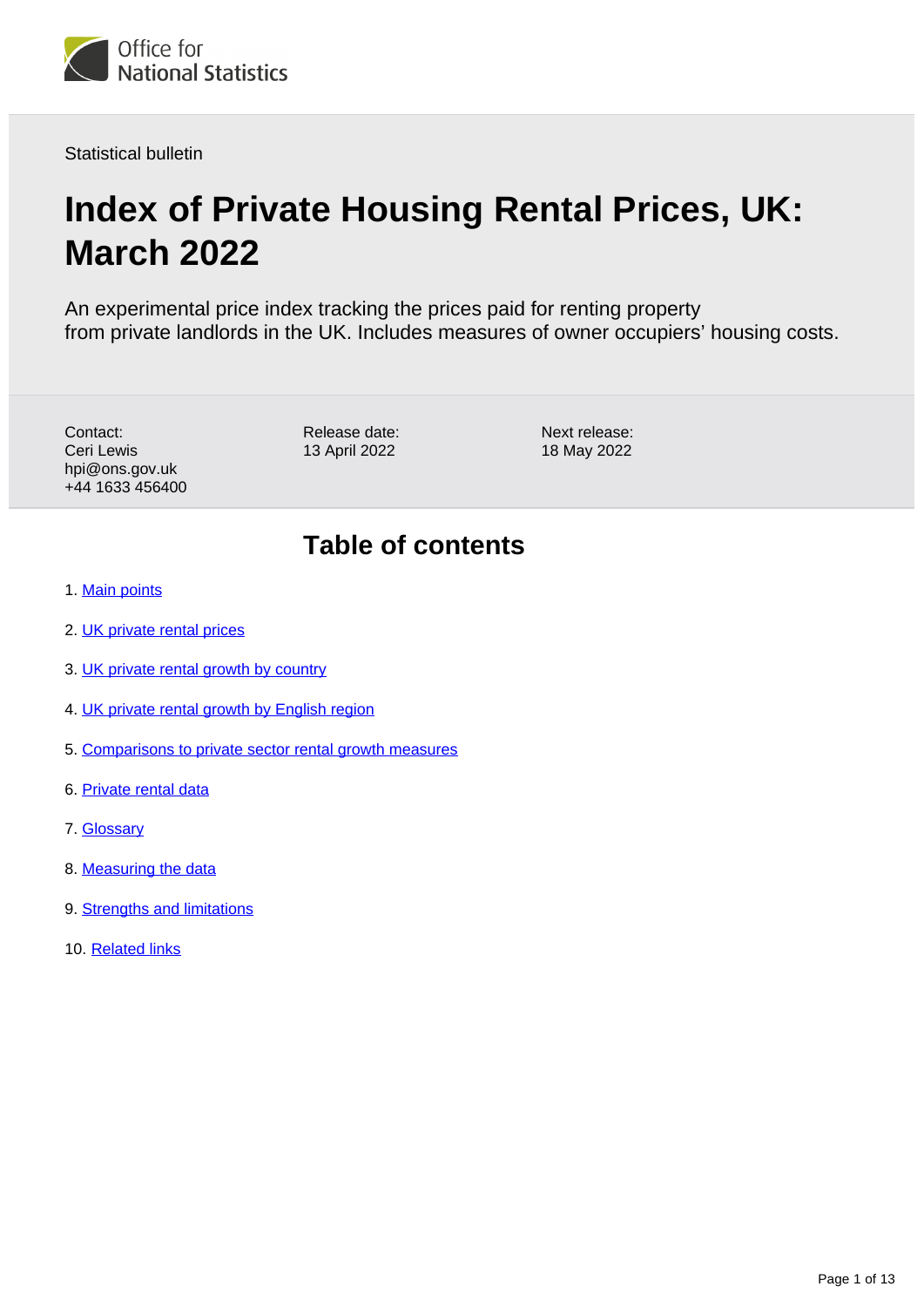Office for National Statistics

Statistical bulletin

# Index of Private Housing Rental Prices, UK: March 2022

An experimental price index tracking the prices paid for renting property from private landlords in the UK. Includes measures of owner occupiers' housing costs.

Contact:
Ceri Lewis
hpi@ons.gov.uk
+44 1633 456400

Release date:
13 April 2022

Next release:
18 May 2022

## Table of contents

1. Main points
2. UK private rental prices
3. UK private rental growth by country
4. UK private rental growth by English region
5. Comparisons to private sector rental growth measures
6. Private rental data
7. Glossary
8. Measuring the data
9. Strengths and limitations
10. Related links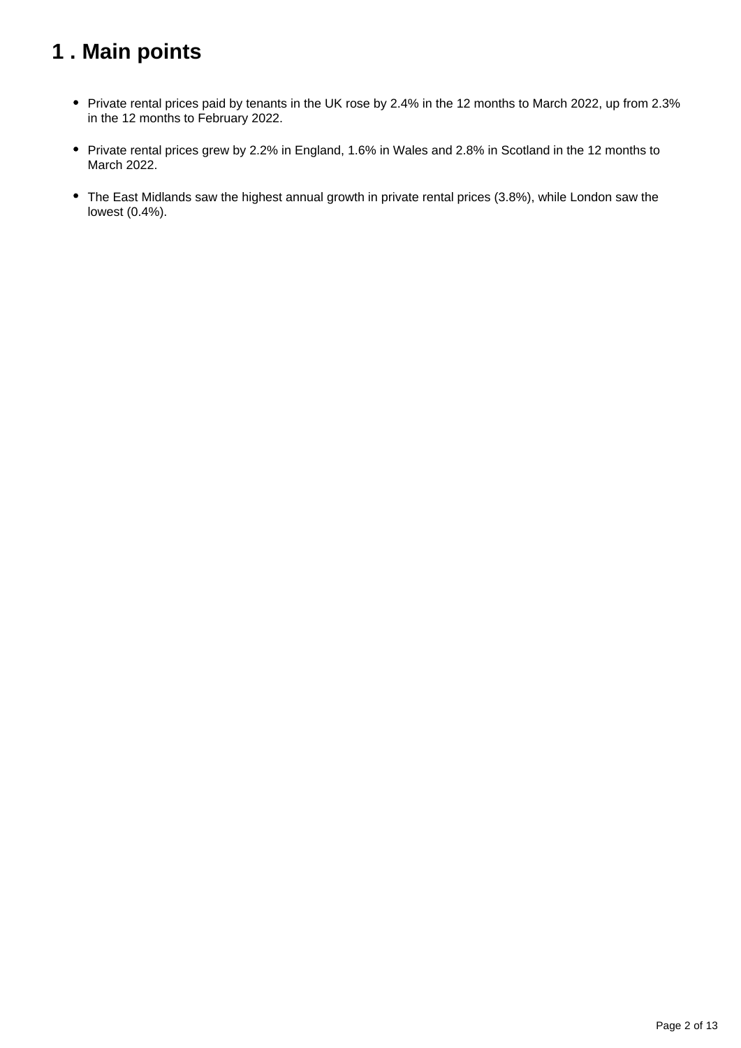# 1 . Main points

- Private rental prices paid by tenants in the UK rose by 2.4% in the 12 months to March 2022, up from 2.3% in the 12 months to February 2022.
- Private rental prices grew by 2.2% in England, 1.6% in Wales and 2.8% in Scotland in the 12 months to March 2022.
- The East Midlands saw the highest annual growth in private rental prices (3.8%), while London saw the lowest (0.4%).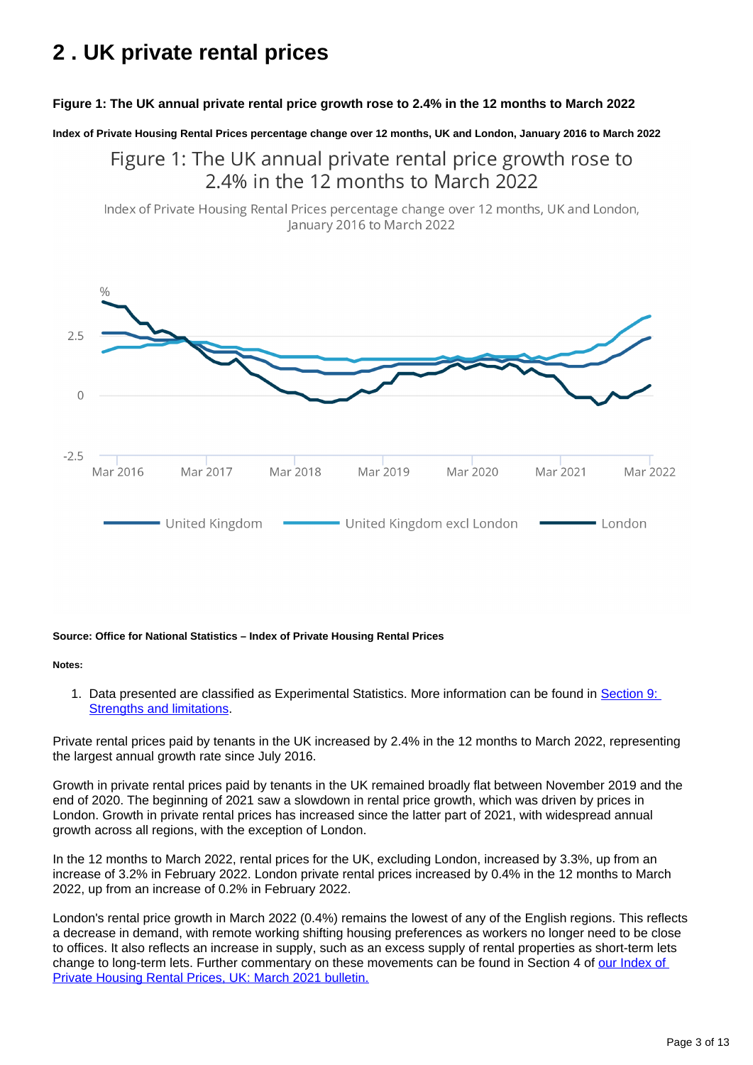## 2 . UK private rental prices

**Figure 1: The UK annual private rental price growth rose to 2.4% in the 12 months to March 2022**

**Index of Private Housing Rental Prices percentage change over 12 months, UK and London, January 2016 to March 2022**

**Source: Office for National Statistics – Index of Private Housing Rental Prices**

**Notes:**

1. Data presented are classified as Experimental Statistics. More information can be found in [Section 9: Strengths and limitations](#).

Private rental prices paid by tenants in the UK increased by 2.4% in the 12 months to March 2022, representing the largest annual growth rate since July 2016.

Growth in private rental prices paid by tenants in the UK remained broadly flat between November 2019 and the end of 2020. The beginning of 2021 saw a slowdown in rental price growth, which was driven by prices in London. Growth in private rental prices has increased since the latter part of 2021, with widespread annual growth across all regions, with the exception of London.

In the 12 months to March 2022, rental prices for the UK, excluding London, increased by 3.3%, up from an increase of 3.2% in February 2022. London private rental prices increased by 0.4% in the 12 months to March 2022, up from an increase of 0.2% in February 2022.

London's rental price growth in March 2022 (0.4%) remains the lowest of any of the English regions. This reflects a decrease in demand, with remote working shifting housing preferences as workers no longer need to be close to offices. It also reflects an increase in supply, such as an excess supply of rental properties as short-term lets change to long-term lets. Further commentary on these movements can be found in Section 4 of [our Index of Private Housing Rental Prices, UK: March 2021 bulletin.](#)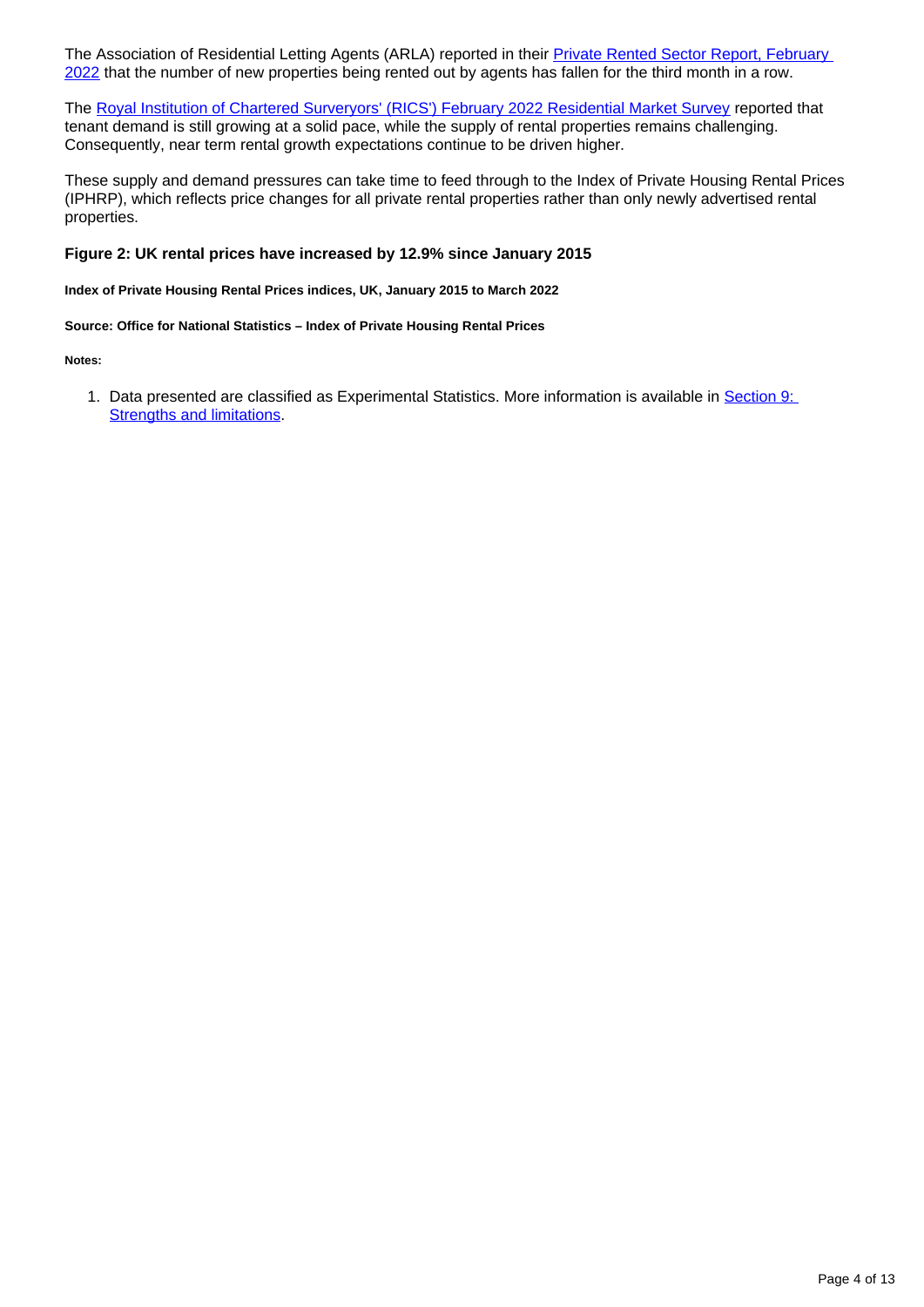The Association of Residential Letting Agents (ARLA) reported in their [Private Rented Sector Report, February 2022](#) that the number of new properties being rented out by agents has fallen for the third month in a row.

The [Royal Institution of Chartered Surveryors' (RICS') February 2022 Residential Market Survey](#) reported that tenant demand is still growing at a solid pace, while the supply of rental properties remains challenging. Consequently, near term rental growth expectations continue to be driven higher.

These supply and demand pressures can take time to feed through to the Index of Private Housing Rental Prices (IPHRP), which reflects price changes for all private rental properties rather than only newly advertised rental properties.

### Figure 2: UK rental prices have increased by 12.9% since January 2015

**Index of Private Housing Rental Prices indices, UK, January 2015 to March 2022**

**Source: Office for National Statistics – Index of Private Housing Rental Prices**

**Notes:**

1. Data presented are classified as Experimental Statistics. More information is available in [Section 9: Strengths and limitations](#).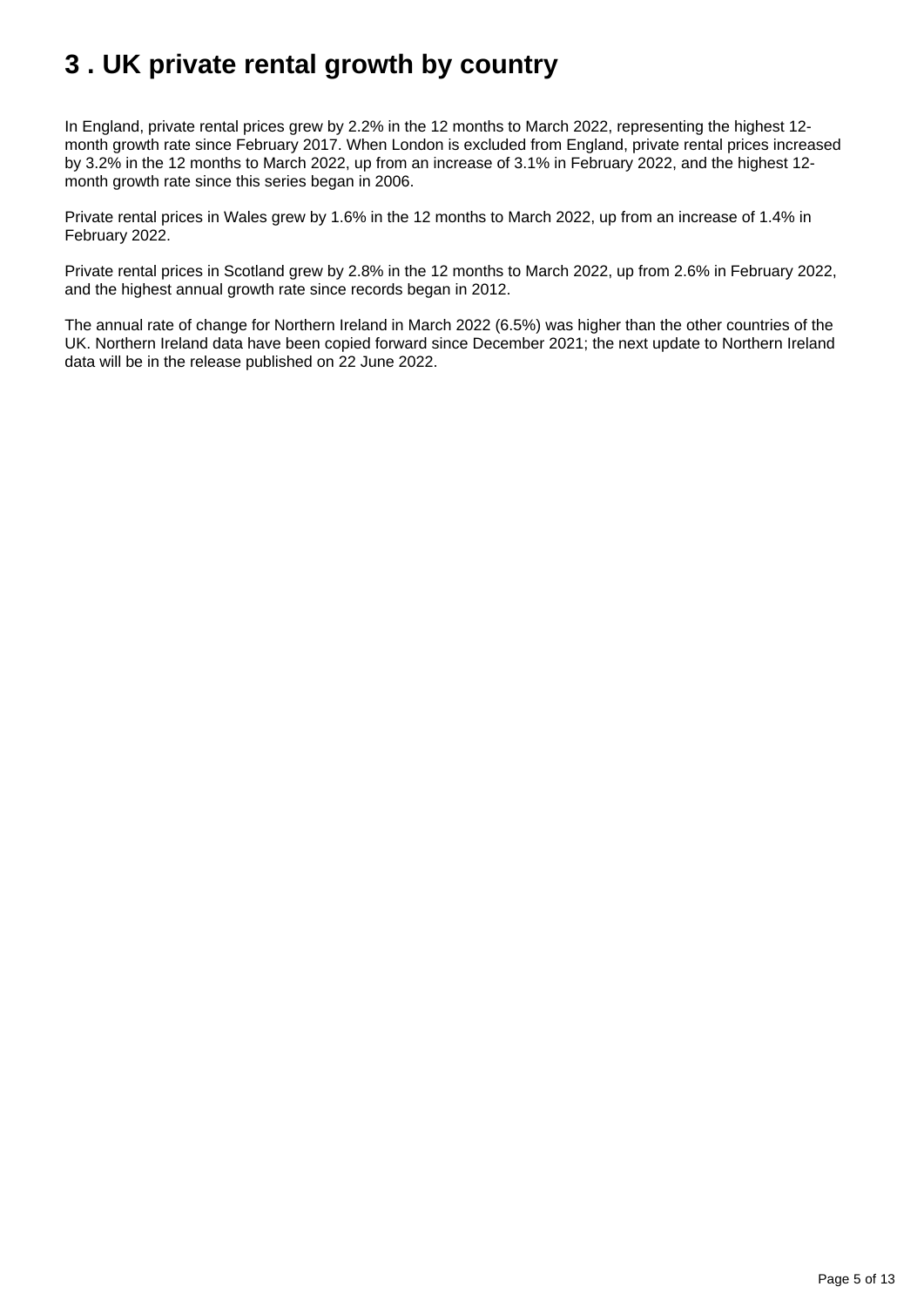# 3 . UK private rental growth by country

In England, private rental prices grew by 2.2% in the 12 months to March 2022, representing the highest 12-month growth rate since February 2017. When London is excluded from England, private rental prices increased by 3.2% in the 12 months to March 2022, up from an increase of 3.1% in February 2022, and the highest 12-month growth rate since this series began in 2006.

Private rental prices in Wales grew by 1.6% in the 12 months to March 2022, up from an increase of 1.4% in February 2022.

Private rental prices in Scotland grew by 2.8% in the 12 months to March 2022, up from 2.6% in February 2022, and the highest annual growth rate since records began in 2012.

The annual rate of change for Northern Ireland in March 2022 (6.5%) was higher than the other countries of the UK. Northern Ireland data have been copied forward since December 2021; the next update to Northern Ireland data will be in the release published on 22 June 2022.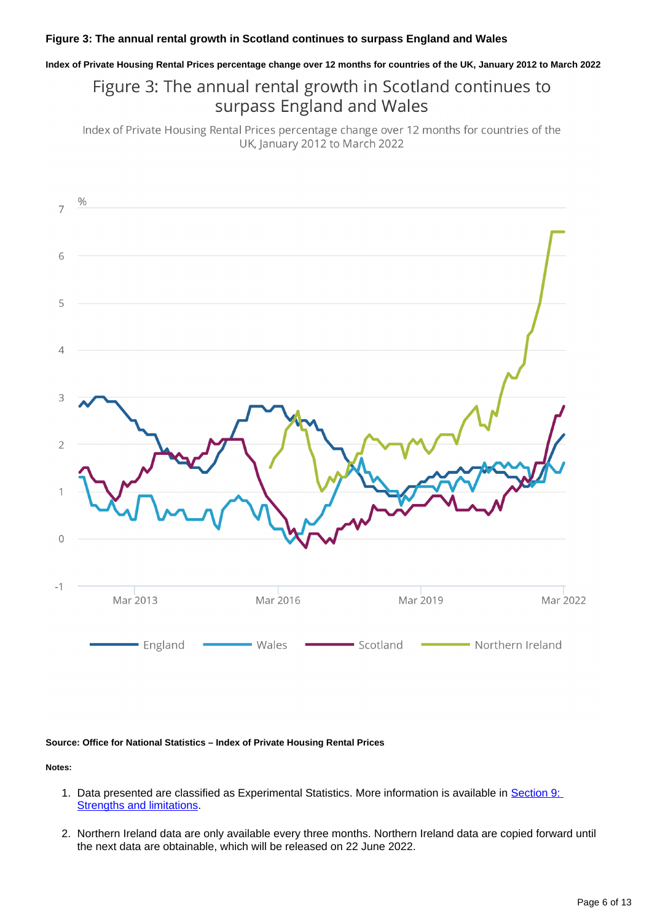### Figure 3: The annual rental growth in Scotland continues to surpass England and Wales

**Index of Private Housing Rental Prices percentage change over 12 months for countries of the UK, January 2012 to March 2022**

**Source: Office for National Statistics – Index of Private Housing Rental Prices**

**Notes:**

1. Data presented are classified as Experimental Statistics. More information is available in [Section 9: Strengths and limitations](#).

2. Northern Ireland data are only available every three months. Northern Ireland data are copied forward until the next data are obtainable, which will be released on 22 June 2022.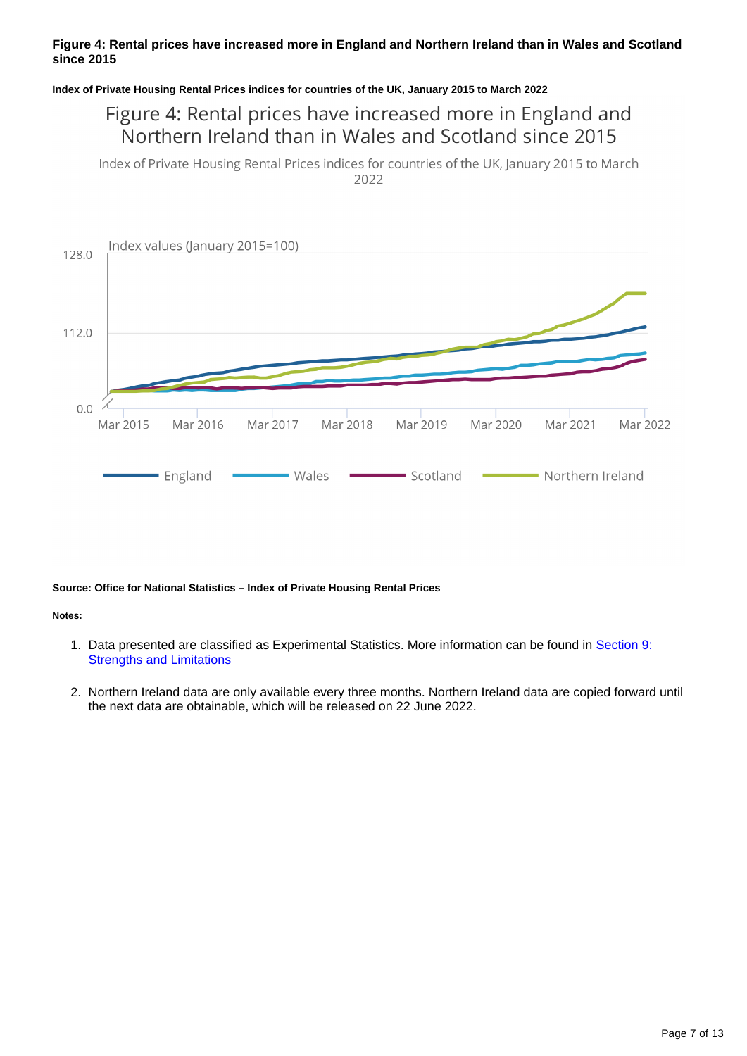**Figure 4: Rental prices have increased more in England and Northern Ireland than in Wales and Scotland since 2015**

**Index of Private Housing Rental Prices indices for countries of the UK, January 2015 to March 2022**

Figure 4: Rental prices have increased more in England and Northern Ireland than in Wales and Scotland since 2015

Index of Private Housing Rental Prices indices for countries of the UK, January 2015 to March 2022

Index values (January 2015=100)

128.0

112.0

0.0

Mar 2015 Mar 2016 Mar 2017 Mar 2018 Mar 2019 Mar 2020 Mar 2021 Mar 2022

England Wales Scotland Northern Ireland

**Source: Office for National Statistics – Index of Private Housing Rental Prices**

**Notes:**

1. Data presented are classified as Experimental Statistics. More information can be found in [Section 9: Strengths and Limitations](#)

2. Northern Ireland data are only available every three months. Northern Ireland data are copied forward until the next data are obtainable, which will be released on 22 June 2022.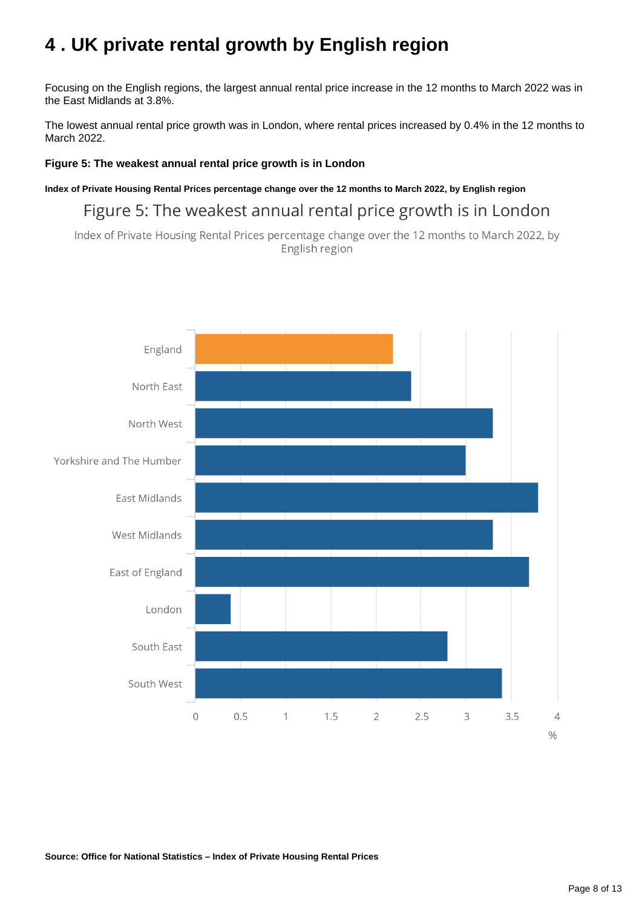# 4 . UK private rental growth by English region

Focusing on the English regions, the largest annual rental price increase in the 12 months to March 2022 was in the East Midlands at 3.8%.

The lowest annual rental price growth was in London, where rental prices increased by 0.4% in the 12 months to March 2022.

**Figure 5: The weakest annual rental price growth is in London**

**Index of Private Housing Rental Prices percentage change over the 12 months to March 2022, by English region**

Figure 5: The weakest annual rental price growth is in London

Index of Private Housing Rental Prices percentage change over the 12 months to March 2022, by English region

**Source: Office for National Statistics – Index of Private Housing Rental Prices**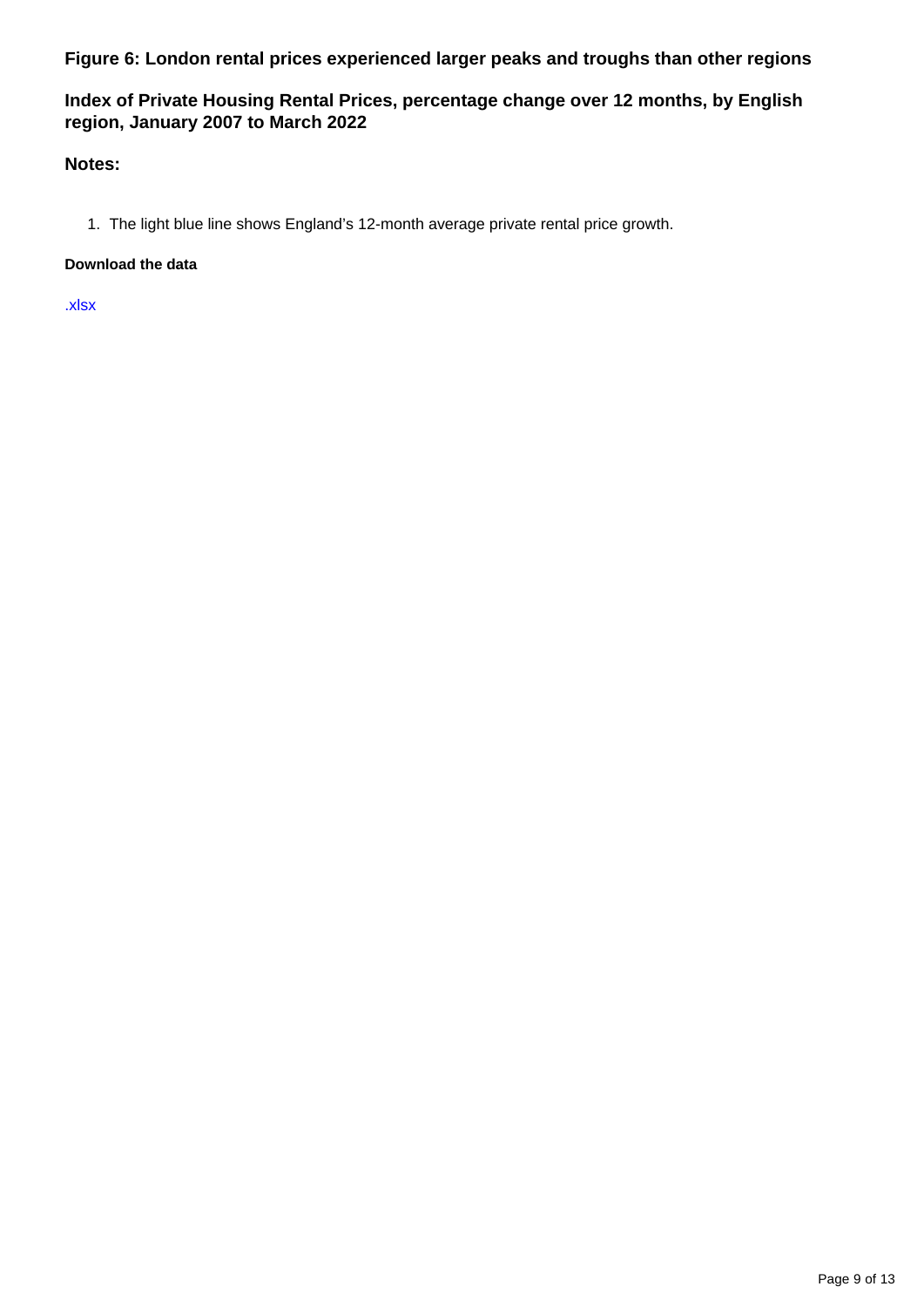### Figure 6: London rental prices experienced larger peaks and troughs than other regions

#### Index of Private Housing Rental Prices, percentage change over 12 months, by English region, January 2007 to March 2022

#### Notes:

1. The light blue line shows England's 12-month average private rental price growth.

**Download the data**

.xlsx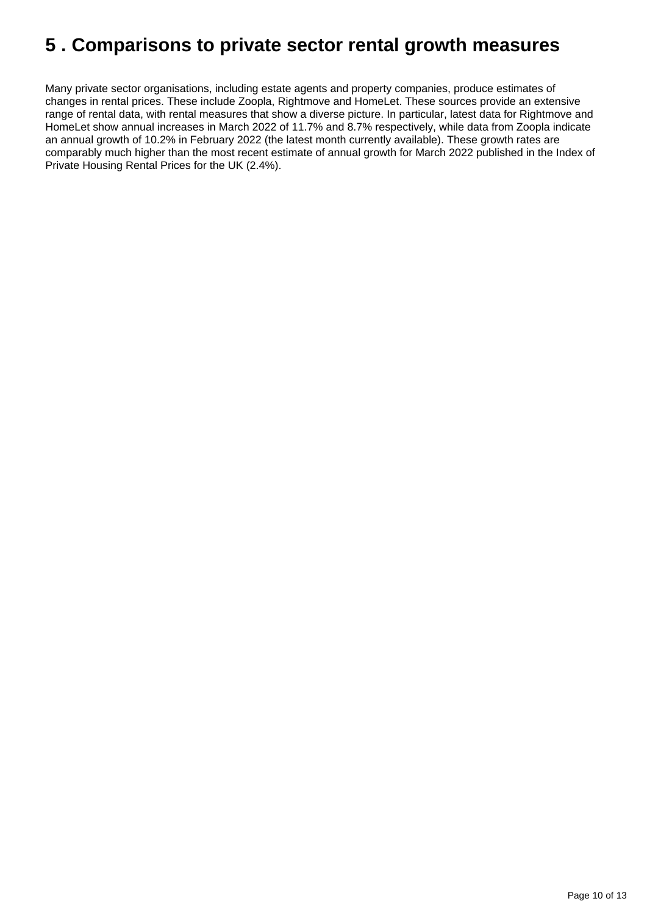# 5 . Comparisons to private sector rental growth measures

Many private sector organisations, including estate agents and property companies, produce estimates of changes in rental prices. These include Zoopla, Rightmove and HomeLet. These sources provide an extensive range of rental data, with rental measures that show a diverse picture. In particular, latest data for Rightmove and HomeLet show annual increases in March 2022 of 11.7% and 8.7% respectively, while data from Zoopla indicate an annual growth of 10.2% in February 2022 (the latest month currently available). These growth rates are comparably much higher than the most recent estimate of annual growth for March 2022 published in the Index of Private Housing Rental Prices for the UK (2.4%).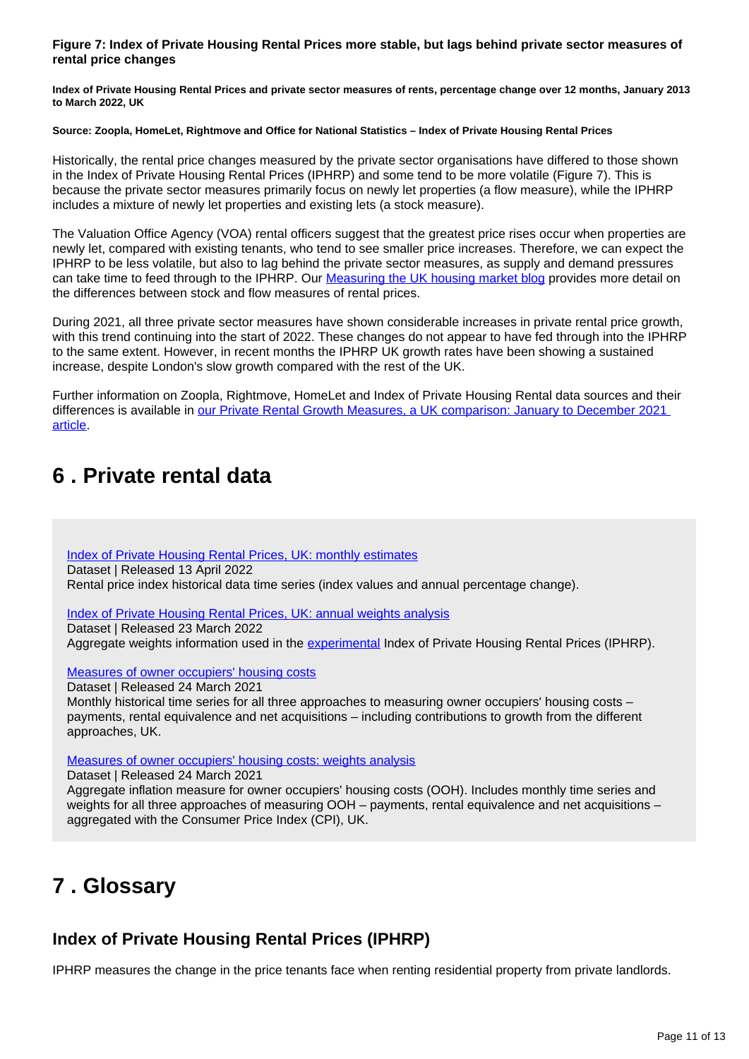**Figure 7: Index of Private Housing Rental Prices more stable, but lags behind private sector measures of rental price changes**

**Index of Private Housing Rental Prices and private sector measures of rents, percentage change over 12 months, January 2013 to March 2022, UK**

**Source: Zoopla, HomeLet, Rightmove and Office for National Statistics – Index of Private Housing Rental Prices**

Historically, the rental price changes measured by the private sector organisations have differed to those shown in the Index of Private Housing Rental Prices (IPHRP) and some tend to be more volatile (Figure 7). This is because the private sector measures primarily focus on newly let properties (a flow measure), while the IPHRP includes a mixture of newly let properties and existing lets (a stock measure).

The Valuation Office Agency (VOA) rental officers suggest that the greatest price rises occur when properties are newly let, compared with existing tenants, who tend to see smaller price increases. Therefore, we can expect the IPHRP to be less volatile, but also to lag behind the private sector measures, as supply and demand pressures can take time to feed through to the IPHRP. Our Measuring the UK housing market blog provides more detail on the differences between stock and flow measures of rental prices.

During 2021, all three private sector measures have shown considerable increases in private rental price growth, with this trend continuing into the start of 2022. These changes do not appear to have fed through into the IPHRP to the same extent. However, in recent months the IPHRP UK growth rates have been showing a sustained increase, despite London's slow growth compared with the rest of the UK.

Further information on Zoopla, Rightmove, HomeLet and Index of Private Housing Rental data sources and their differences is available in our Private Rental Growth Measures, a UK comparison: January to December 2021 article.

# 6 . Private rental data

Index of Private Housing Rental Prices, UK: monthly estimates
Dataset | Released 13 April 2022
Rental price index historical data time series (index values and annual percentage change).

Index of Private Housing Rental Prices, UK: annual weights analysis
Dataset | Released 23 March 2022
Aggregate weights information used in the experimental Index of Private Housing Rental Prices (IPHRP).

Measures of owner occupiers' housing costs
Dataset | Released 24 March 2021
Monthly historical time series for all three approaches to measuring owner occupiers' housing costs – payments, rental equivalence and net acquisitions – including contributions to growth from the different approaches, UK.

Measures of owner occupiers' housing costs: weights analysis
Dataset | Released 24 March 2021
Aggregate inflation measure for owner occupiers' housing costs (OOH). Includes monthly time series and weights for all three approaches of measuring OOH – payments, rental equivalence and net acquisitions – aggregated with the Consumer Price Index (CPI), UK.

# 7 . Glossary

## Index of Private Housing Rental Prices (IPHRP)

IPHRP measures the change in the price tenants face when renting residential property from private landlords.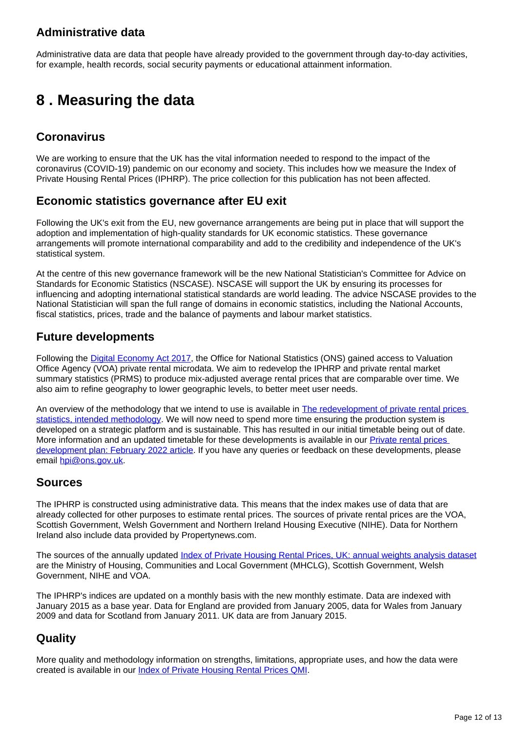### Administrative data

Administrative data are data that people have already provided to the government through day-to-day activities, for example, health records, social security payments or educational attainment information.

## 8 . Measuring the data

### Coronavirus

We are working to ensure that the UK has the vital information needed to respond to the impact of the coronavirus (COVID-19) pandemic on our economy and society. This includes how we measure the Index of Private Housing Rental Prices (IPHRP). The price collection for this publication has not been affected.

### Economic statistics governance after EU exit

Following the UK's exit from the EU, new governance arrangements are being put in place that will support the adoption and implementation of high-quality standards for UK economic statistics. These governance arrangements will promote international comparability and add to the credibility and independence of the UK's statistical system.

At the centre of this new governance framework will be the new National Statistician's Committee for Advice on Standards for Economic Statistics (NSCASE). NSCASE will support the UK by ensuring its processes for influencing and adopting international statistical standards are world leading. The advice NSCASE provides to the National Statistician will span the full range of domains in economic statistics, including the National Accounts, fiscal statistics, prices, trade and the balance of payments and labour market statistics.

### Future developments

Following the [Digital Economy Act 2017](), the Office for National Statistics (ONS) gained access to Valuation Office Agency (VOA) private rental microdata. We aim to redevelop the IPHRP and private rental market summary statistics (PRMS) to produce mix-adjusted average rental prices that are comparable over time. We also aim to refine geography to lower geographic levels, to better meet user needs.

An overview of the methodology that we intend to use is available in [The redevelopment of private rental prices statistics, intended methodology](). We will now need to spend more time ensuring the production system is developed on a strategic platform and is sustainable. This has resulted in our initial timetable being out of date. More information and an updated timetable for these developments is available in our [Private rental prices development plan: February 2022 article](). If you have any queries or feedback on these developments, please email [hpi@ons.gov.uk]().

### Sources

The IPHRP is constructed using administrative data. This means that the index makes use of data that are already collected for other purposes to estimate rental prices. The sources of private rental prices are the VOA, Scottish Government, Welsh Government and Northern Ireland Housing Executive (NIHE). Data for Northern Ireland also include data provided by Propertynews.com.

The sources of the annually updated [Index of Private Housing Rental Prices, UK: annual weights analysis dataset]() are the Ministry of Housing, Communities and Local Government (MHCLG), Scottish Government, Welsh Government, NIHE and VOA.

The IPHRP's indices are updated on a monthly basis with the new monthly estimate. Data are indexed with January 2015 as a base year. Data for England are provided from January 2005, data for Wales from January 2009 and data for Scotland from January 2011. UK data are from January 2015.

### Quality

More quality and methodology information on strengths, limitations, appropriate uses, and how the data were created is available in our [Index of Private Housing Rental Prices QMI]().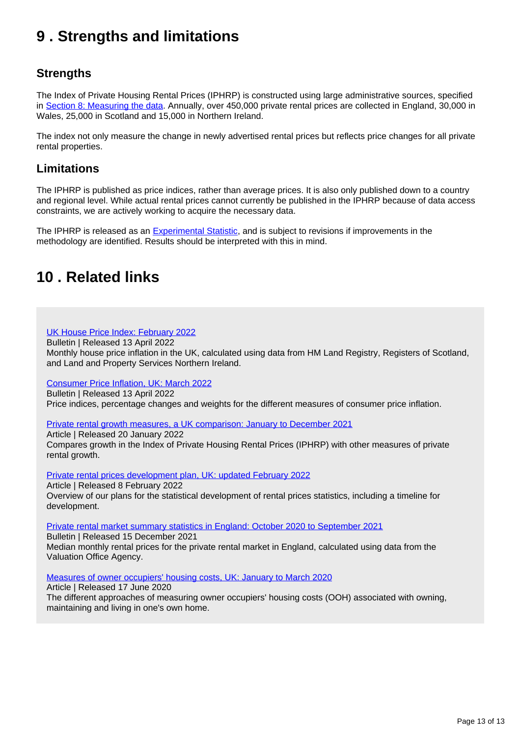## 9 . Strengths and limitations

### Strengths

The Index of Private Housing Rental Prices (IPHRP) is constructed using large administrative sources, specified in [Section 8: Measuring the data](). Annually, over 450,000 private rental prices are collected in England, 30,000 in Wales, 25,000 in Scotland and 15,000 in Northern Ireland.

The index not only measure the change in newly advertised rental prices but reflects price changes for all private rental properties.

### Limitations

The IPHRP is published as price indices, rather than average prices. It is also only published down to a country and regional level. While actual rental prices cannot currently be published in the IPHRP because of data access constraints, we are actively working to acquire the necessary data.

The IPHRP is released as an [Experimental Statistic](), and is subject to revisions if improvements in the methodology are identified. Results should be interpreted with this in mind.

## 10 . Related links

[UK House Price Index: February 2022]()
Bulletin | Released 13 April 2022
Monthly house price inflation in the UK, calculated using data from HM Land Registry, Registers of Scotland, and Land and Property Services Northern Ireland.

[Consumer Price Inflation, UK: March 2022]()
Bulletin | Released 13 April 2022
Price indices, percentage changes and weights for the different measures of consumer price inflation.

[Private rental growth measures, a UK comparison: January to December 2021]()
Article | Released 20 January 2022
Compares growth in the Index of Private Housing Rental Prices (IPHRP) with other measures of private rental growth.

[Private rental prices development plan, UK: updated February 2022]()
Article | Released 8 February 2022
Overview of our plans for the statistical development of rental prices statistics, including a timeline for development.

[Private rental market summary statistics in England: October 2020 to September 2021]()
Bulletin | Released 15 December 2021
Median monthly rental prices for the private rental market in England, calculated using data from the Valuation Office Agency.

[Measures of owner occupiers' housing costs, UK: January to March 2020]()
Article | Released 17 June 2020
The different approaches of measuring owner occupiers' housing costs (OOH) associated with owning, maintaining and living in one's own home.